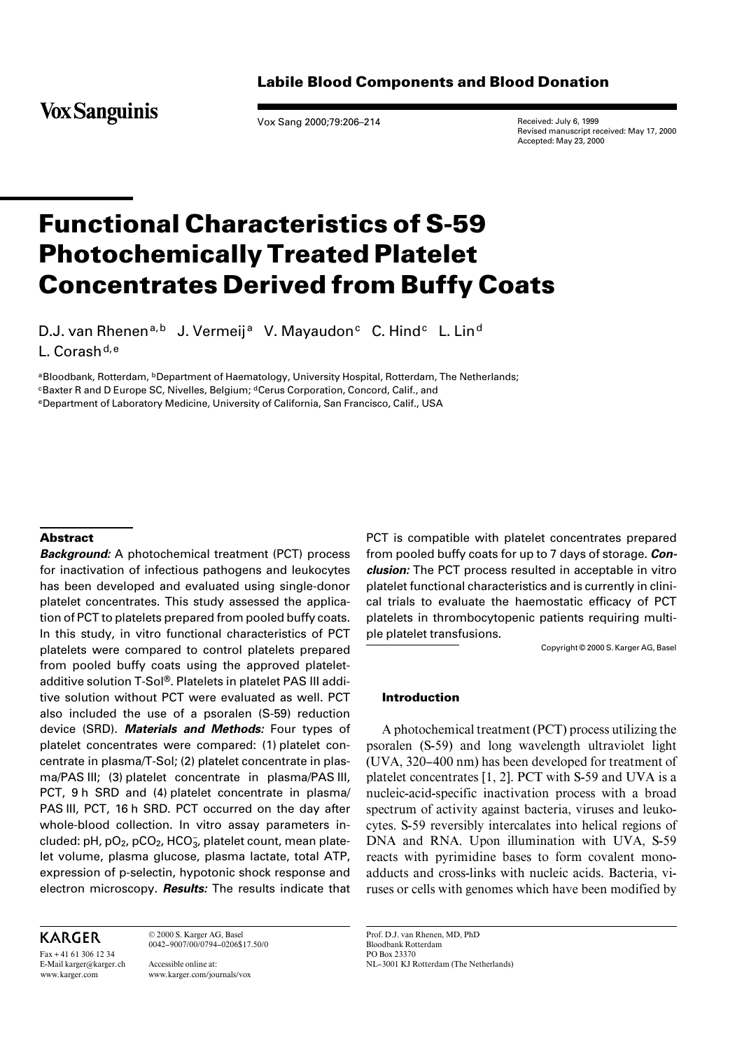Labile Blood Components and Blood Donation

Received: July 6, 1999
Revised manuscript received: May 17, 2000
Accepted: May 23, 2000

# Functional Characteristics of S-59 Photochemically Treated Platelet Concentrates Derived from Buffy Coats

D.J. van Rhenen[a,b] J. Vermeij[a] V. Mayaudon[c] C. Hind[c] L. Lin[d] L. Corash[d,e]

[a]Bloodbank, Rotterdam, [b]Department of Haematology, University Hospital, Rotterdam, The Netherlands;
[c]Baxter R and D Europe SC, Nivelles, Belgium; [d]Cerus Corporation, Concord, Calif., and
[e]Department of Laboratory Medicine, University of California, San Francisco, Calif., USA

## Abstract

***Background:*** A photochemical treatment (PCT) process for inactivation of infectious pathogens and leukocytes has been developed and evaluated using single-donor platelet concentrates. This study assessed the application of PCT to platelets prepared from pooled buffy coats. In this study, in vitro functional characteristics of PCT platelets were compared to control platelets prepared from pooled buffy coats using the approved platelet-additive solution T-Sol®. Platelets in platelet PAS III additive solution without PCT were evaluated as well. PCT also included the use of a psoralen (S-59) reduction device (SRD). ***Materials and Methods:*** Four types of platelet concentrates were compared: (1) platelet concentrate in plasma/T-Sol; (2) platelet concentrate in plasma/PAS III; (3) platelet concentrate in plasma/PAS III, PCT, 9 h SRD and (4) platelet concentrate in plasma/PAS III, PCT, 16 h SRD. PCT occurred on the day after whole-blood collection. In vitro assay parameters included: pH, $pO_2$, $pCO_2$, $HCO_3^-$, platelet count, mean platelet volume, plasma glucose, plasma lactate, total ATP, expression of p-selectin, hypotonic shock response and electron microscopy. ***Results:*** The results indicate that PCT is compatible with platelet concentrates prepared from pooled buffy coats for up to 7 days of storage. ***Conclusion:*** The PCT process resulted in acceptable in vitro platelet functional characteristics and is currently in clinical trials to evaluate the haemostatic efficacy of PCT platelets in thrombocytopenic patients requiring multiple platelet transfusions.

Copyright © 2000 S. Karger AG, Basel

## Introduction

A photochemical treatment (PCT) process utilizing the psoralen (S-59) and long wavelength ultraviolet light (UVA, 320–400 nm) has been developed for treatment of platelet concentrates [1, 2]. PCT with S-59 and UVA is a nucleic-acid-specific inactivation process with a broad spectrum of activity against bacteria, viruses and leukocytes. S-59 reversibly intercalates into helical regions of DNA and RNA. Upon illumination with UVA, S-59 reacts with pyrimidine bases to form covalent monoadducts and cross-links with nucleic acids. Bacteria, viruses or cells with genomes which have been modified by

KARGER

Fax + 41 61 306 12 34
E-Mail karger@karger.ch
www.karger.com

© 2000 S. Karger AG, Basel
0042–9007/00/0794–0206$17.50/0

Accessible online at:
www.karger.com/journals/vox

Prof. D.J. van Rhenen, MD, PhD
Bloodbank Rotterdam
PO Box 23370
NL–3001 KJ Rotterdam (The Netherlands)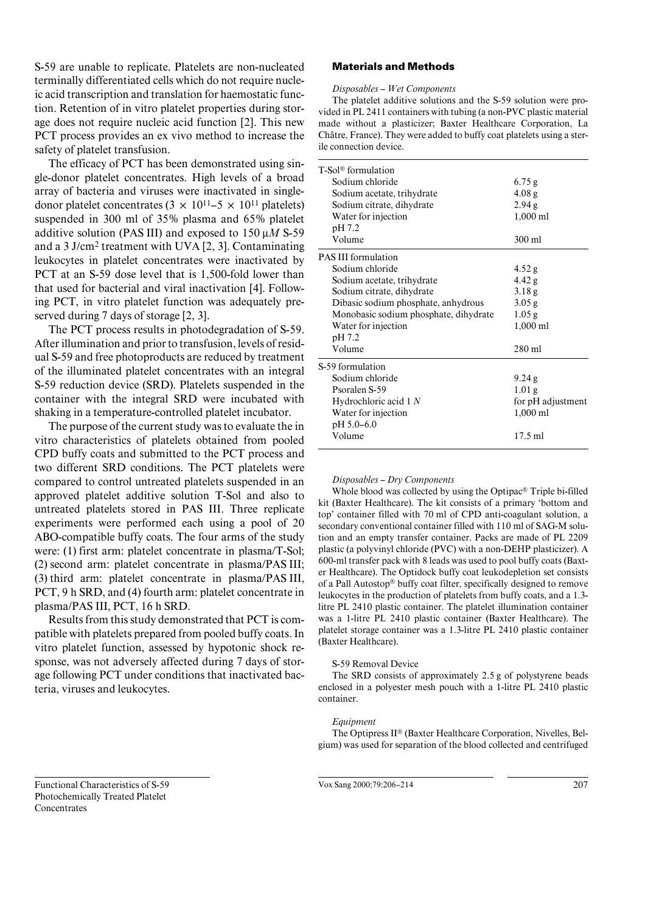S-59 are unable to replicate. Platelets are non-nucleated terminally differentiated cells which do not require nucleic acid transcription and translation for haemostatic function. Retention of in vitro platelet properties during storage does not require nucleic acid function [2]. This new PCT process provides an ex vivo method to increase the safety of platelet transfusion.

The efficacy of PCT has been demonstrated using single-donor platelet concentrates. High levels of a broad array of bacteria and viruses were inactivated in single-donor platelet concentrates ($3 \times 10^{11}$–$5 \times 10^{11}$ platelets) suspended in 300 ml of 35% plasma and 65% platelet additive solution (PAS III) and exposed to 150 $\mu M$ S-59 and a 3 J/cm$^2$ treatment with UVA [2, 3]. Contaminating leukocytes in platelet concentrates were inactivated by PCT at an S-59 dose level that is 1,500-fold lower than that used for bacterial and viral inactivation [4]. Following PCT, in vitro platelet function was adequately preserved during 7 days of storage [2, 3].

The PCT process results in photodegradation of S-59. After illumination and prior to transfusion, levels of residual S-59 and free photoproducts are reduced by treatment of the illuminated platelet concentrates with an integral S-59 reduction device (SRD). Platelets suspended in the container with the integral SRD were incubated with shaking in a temperature-controlled platelet incubator.

The purpose of the current study was to evaluate the in vitro characteristics of platelets obtained from pooled CPD buffy coats and submitted to the PCT process and two different SRD conditions. The PCT platelets were compared to control untreated platelets suspended in an approved platelet additive solution T-Sol and also to untreated platelets stored in PAS III. Three replicate experiments were performed each using a pool of 20 ABO-compatible buffy coats. The four arms of the study were: (1) first arm: platelet concentrate in plasma/T-Sol; (2) second arm: platelet concentrate in plasma/PAS III; (3) third arm: platelet concentrate in plasma/PAS III, PCT, 9 h SRD, and (4) fourth arm: platelet concentrate in plasma/PAS III, PCT, 16 h SRD.

Results from this study demonstrated that PCT is compatible with platelets prepared from pooled buffy coats. In vitro platelet function, assessed by hypotonic shock response, was not adversely affected during 7 days of storage following PCT under conditions that inactivated bacteria, viruses and leukocytes.

## Materials and Methods

*Disposables – Wet Components*

The platelet additive solutions and the S-59 solution were provided in PL 2411 containers with tubing (a non-PVC plastic material made without a plasticizer; Baxter Healthcare Corporation, La Châtre, France). They were added to buffy coat platelets using a sterile connection device.

| | |
|---|---|
| T-Sol® formulation | |
| Sodium chloride | 6.75 g |
| Sodium acetate, trihydrate | 4.08 g |
| Sodium citrate, dihydrate | 2.94 g |
| Water for injection | 1,000 ml |
| pH 7.2 | |
| Volume | 300 ml |
| PAS III formulation | |
| Sodium chloride | 4.52 g |
| Sodium acetate, trihydrate | 4.42 g |
| Sodium citrate, dihydrate | 3.18 g |
| Dibasic sodium phosphate, anhydrous | 3.05 g |
| Monobasic sodium phosphate, dihydrate | 1.05 g |
| Water for injection | 1,000 ml |
| pH 7.2 | |
| Volume | 280 ml |
| S-59 formulation | |
| Sodium chloride | 9.24 g |
| Psoralen S-59 | 1.01 g |
| Hydrochloric acid 1 $N$ | for pH adjustment |
| Water for injection | 1,000 ml |
| pH 5.0–6.0 | |
| Volume | 17.5 ml |

*Disposables – Dry Components*

Whole blood was collected by using the Optipac® Triple bi-filled kit (Baxter Healthcare). The kit consists of a primary 'bottom and top' container filled with 70 ml of CPD anti-coagulant solution, a secondary conventional container filled with 110 ml of SAG-M solution and an empty transfer container. Packs are made of PL 2209 plastic (a polyvinyl chloride (PVC) with a non-DEHP plasticizer). A 600-ml transfer pack with 8 leads was used to pool buffy coats (Baxter Healthcare). The Optidock buffy coat leukodepletion set consists of a Pall Autostop® buffy coat filter, specifically designed to remove leukocytes in the production of platelets from buffy coats, and a 1.3-litre PL 2410 plastic container. The platelet illumination container was a 1-litre PL 2410 plastic container (Baxter Healthcare). The platelet storage container was a 1.3-litre PL 2410 plastic container (Baxter Healthcare).

S-59 Removal Device

The SRD consists of approximately 2.5 g of polystyrene beads enclosed in a polyester mesh pouch with a 1-litre PL 2410 plastic container.

*Equipment*

The Optipress II® (Baxter Healthcare Corporation, Nivelles, Belgium) was used for separation of the blood collected and centrifuged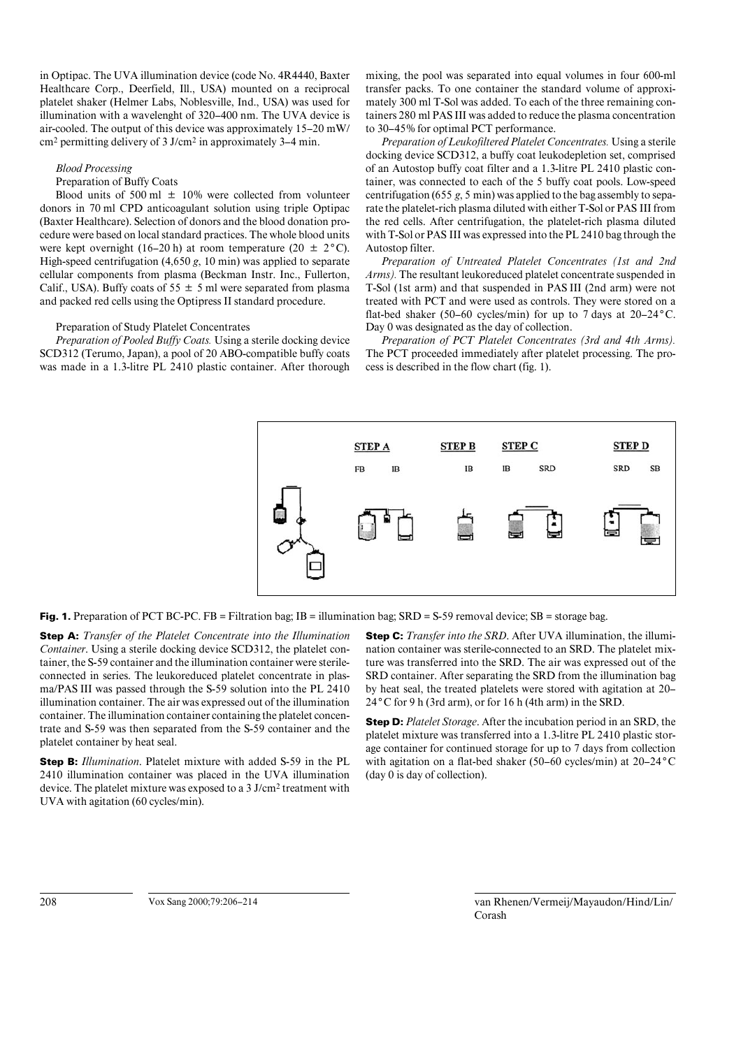in Optipac. The UVA illumination device (code No. 4R4440, Baxter Healthcare Corp., Deerfield, Ill., USA) mounted on a reciprocal platelet shaker (Helmer Labs, Noblesville, Ind., USA) was used for illumination with a wavelenght of 320–400 nm. The UVA device is air-cooled. The output of this device was approximately 15–20 mW/ $cm^2$ permitting delivery of 3 J/$cm^2$ in approximately 3–4 min.

*Blood Processing*

Preparation of Buffy Coats

Blood units of 500 ml ± 10% were collected from volunteer donors in 70 ml CPD anticoagulant solution using triple Optipac (Baxter Healthcare). Selection of donors and the blood donation procedure were based on local standard practices. The whole blood units were kept overnight (16–20 h) at room temperature (20 ± 2°C). High-speed centrifugation (4,650 *g*, 10 min) was applied to separate cellular components from plasma (Beckman Instr. Inc., Fullerton, Calif., USA). Buffy coats of 55 ± 5 ml were separated from plasma and packed red cells using the Optipress II standard procedure.

Preparation of Study Platelet Concentrates

*Preparation of Pooled Buffy Coats.* Using a sterile docking device SCD312 (Terumo, Japan), a pool of 20 ABO-compatible buffy coats was made in a 1.3-litre PL 2410 plastic container. After thorough mixing, the pool was separated into equal volumes in four 600-ml transfer packs. To one container the standard volume of approximately 300 ml T-Sol was added. To each of the three remaining containers 280 ml PAS III was added to reduce the plasma concentration to 30–45% for optimal PCT performance.

*Preparation of Leukofiltered Platelet Concentrates.* Using a sterile docking device SCD312, a buffy coat leukodepletion set, comprised of an Autostop buffy coat filter and a 1.3-litre PL 2410 plastic container, was connected to each of the 5 buffy coat pools. Low-speed centrifugation (655 *g*, 5 min) was applied to the bag assembly to separate the platelet-rich plasma diluted with either T-Sol or PAS III from the red cells. After centrifugation, the platelet-rich plasma diluted with T-Sol or PAS III was expressed into the PL 2410 bag through the Autostop filter.

*Preparation of Untreated Platelet Concentrates (1st and 2nd Arms).* The resultant leukoreduced platelet concentrate suspended in T-Sol (1st arm) and that suspended in PAS III (2nd arm) were not treated with PCT and were used as controls. They were stored on a flat-bed shaker (50–60 cycles/min) for up to 7 days at 20–24°C. Day 0 was designated as the day of collection.

*Preparation of PCT Platelet Concentrates (3rd and 4th Arms).* The PCT proceeded immediately after platelet processing. The process is described in the flow chart (fig. 1).

STEP A
FB IB
STEP B
IB
STEP C
IB SRD
STEP D
SRD SB

**Fig. 1.** Preparation of PCT BC-PC. FB = Filtration bag; IB = illumination bag; SRD = S-59 removal device; SB = storage bag.

**Step A:** *Transfer of the Platelet Concentrate into the Illumination Container*. Using a sterile docking device SCD312, the platelet container, the S-59 container and the illumination container were sterile-connected in series. The leukoreduced platelet concentrate in plasma/PAS III was passed through the S-59 solution into the PL 2410 illumination container. The air was expressed out of the illumination container. The illumination container containing the platelet concentrate and S-59 was then separated from the S-59 container and the platelet container by heat seal.

**Step B:** *Illumination*. Platelet mixture with added S-59 in the PL 2410 illumination container was placed in the UVA illumination device. The platelet mixture was exposed to a 3 J/$cm^2$ treatment with UVA with agitation (60 cycles/min).

**Step C:** *Transfer into the SRD*. After UVA illumination, the illumination container was sterile-connected to an SRD. The platelet mixture was transferred into the SRD. The air was expressed out of the SRD container. After separating the SRD from the illumination bag by heat seal, the treated platelets were stored with agitation at 20–24°C for 9 h (3rd arm), or for 16 h (4th arm) in the SRD.

**Step D:** *Platelet Storage*. After the incubation period in an SRD, the platelet mixture was transferred into a 1.3-litre PL 2410 plastic storage container for continued storage for up to 7 days from collection with agitation on a flat-bed shaker (50–60 cycles/min) at 20–24°C (day 0 is day of collection).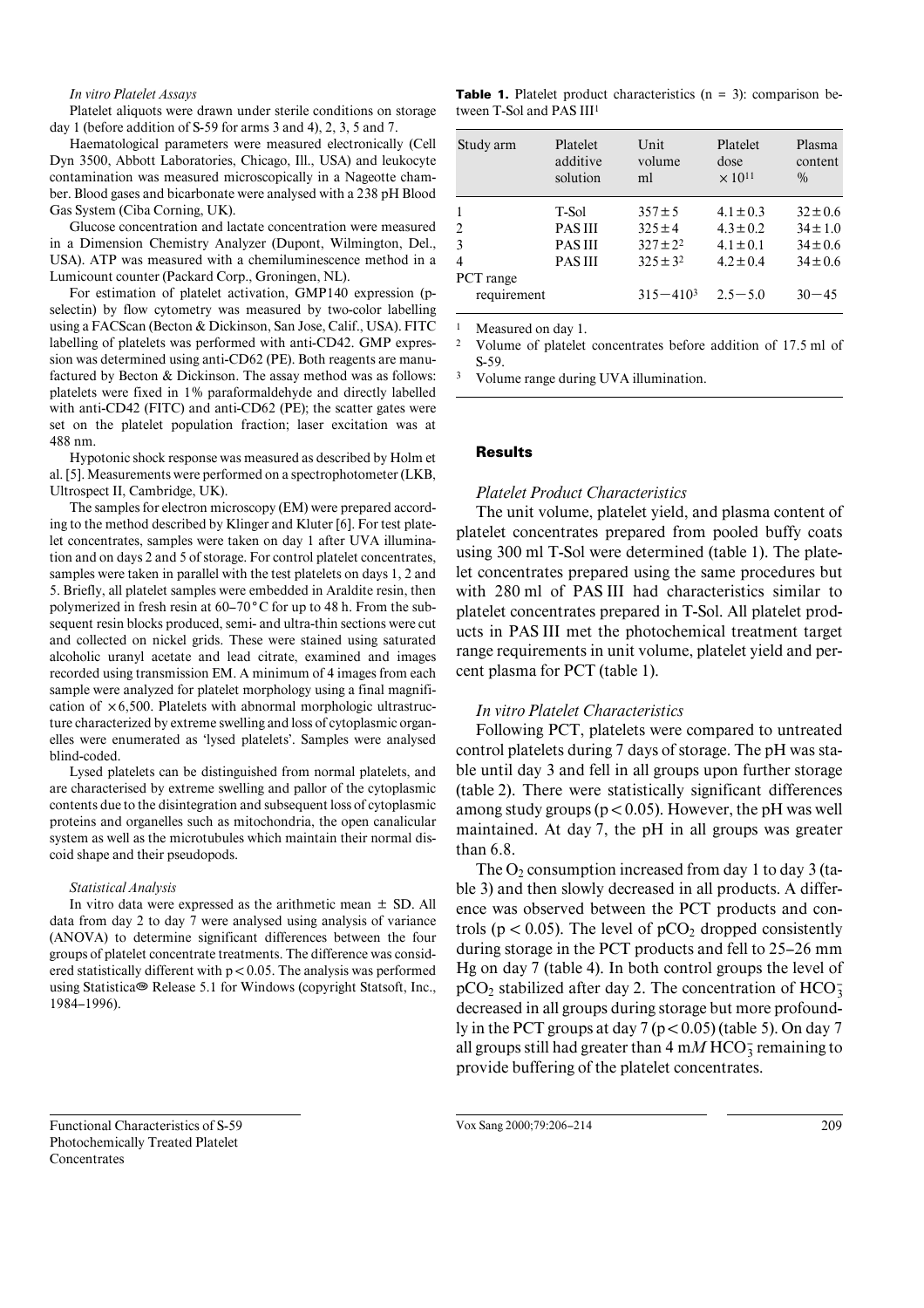*In vitro Platelet Assays*

Platelet aliquots were drawn under sterile conditions on storage day 1 (before addition of S-59 for arms 3 and 4), 2, 3, 5 and 7.

Haematological parameters were measured electronically (Cell Dyn 3500, Abbott Laboratories, Chicago, Ill., USA) and leukocyte contamination was measured microscopically in a Nageotte chamber. Blood gases and bicarbonate were analysed with a 238 pH Blood Gas System (Ciba Corning, UK).

Glucose concentration and lactate concentration were measured in a Dimension Chemistry Analyzer (Dupont, Wilmington, Del., USA). ATP was measured with a chemiluminescence method in a Lumicount counter (Packard Corp., Groningen, NL).

For estimation of platelet activation, GMP140 expression (p-selectin) by flow cytometry was measured by two-color labelling using a FACScan (Becton & Dickinson, San Jose, Calif., USA). FITC labelling of platelets was performed with anti-CD42. GMP expression was determined using anti-CD62 (PE). Both reagents are manufactured by Becton & Dickinson. The assay method was as follows: platelets were fixed in 1% paraformaldehyde and directly labelled with anti-CD42 (FITC) and anti-CD62 (PE); the scatter gates were set on the platelet population fraction; laser excitation was at 488 nm.

Hypotonic shock response was measured as described by Holm et al. [5]. Measurements were performed on a spectrophotometer (LKB, Ultrospect II, Cambridge, UK).

The samples for electron microscopy (EM) were prepared according to the method described by Klinger and Kluter [6]. For test platelet concentrates, samples were taken on day 1 after UVA illumination and on days 2 and 5 of storage. For control platelet concentrates, samples were taken in parallel with the test platelets on days 1, 2 and 5. Briefly, all platelet samples were embedded in Araldite resin, then polymerized in fresh resin at 60–70 °C for up to 48 h. From the subsequent resin blocks produced, semi- and ultra-thin sections were cut and collected on nickel grids. These were stained using saturated alcoholic uranyl acetate and lead citrate, examined and images recorded using transmission EM. A minimum of 4 images from each sample were analyzed for platelet morphology using a final magnification of ×6,500. Platelets with abnormal morphologic ultrastructure characterized by extreme swelling and loss of cytoplasmic organelles were enumerated as 'lysed platelets'. Samples were analysed blind-coded.

Lysed platelets can be distinguished from normal platelets, and are characterised by extreme swelling and pallor of the cytoplasmic contents due to the disintegration and subsequent loss of cytoplasmic proteins and organelles such as mitochondria, the open canalicular system as well as the microtubules which maintain their normal discoid shape and their pseudopods.

*Statistical Analysis*

In vitro data were expressed as the arithmetic mean ± SD. All data from day 2 to day 7 were analysed using analysis of variance (ANOVA) to determine significant differences between the four groups of platelet concentrate treatments. The difference was considered statistically different with $p < 0.05$. The analysis was performed using Statistica® Release 5.1 for Windows (copyright Statsoft, Inc., 1984–1996).

**Table 1.** Platelet product characteristics (n = 3): comparison between T-Sol and PAS III[1]

| Study arm | Platelet additive solution | Unit volume ml | Platelet dose $\times 10^{11}$ | Plasma content % |
|---|---|---|---|---|
| 1 | T-Sol | 357 ± 5 | 4.1 ± 0.3 | 32 ± 0.6 |
| 2 | PAS III | 325 ± 4 | 4.3 ± 0.2 | 34 ± 1.0 |
| 3 | PAS III | 327 ± 2[2] | 4.1 ± 0.1 | 34 ± 0.6 |
| 4 | PAS III | 325 ± 3[2] | 4.2 ± 0.4 | 34 ± 0.6 |
| PCT range requirement | | 315–410[3] | 2.5–5.0 | 30–45 |

[1] Measured on day 1.
[2] Volume of platelet concentrates before addition of 17.5 ml of S-59.
[3] Volume range during UVA illumination.

## Results

*Platelet Product Characteristics*

The unit volume, platelet yield, and plasma content of platelet concentrates prepared from pooled buffy coats using 300 ml T-Sol were determined (table 1). The platelet concentrates prepared using the same procedures but with 280 ml of PAS III had characteristics similar to platelet concentrates prepared in T-Sol. All platelet products in PAS III met the photochemical treatment target range requirements in unit volume, platelet yield and percent plasma for PCT (table 1).

*In vitro Platelet Characteristics*

Following PCT, platelets were compared to untreated control platelets during 7 days of storage. The pH was stable until day 3 and fell in all groups upon further storage (table 2). There were statistically significant differences among study groups ($p < 0.05$). However, the pH was well maintained. At day 7, the pH in all groups was greater than 6.8.

The $O_2$ consumption increased from day 1 to day 3 (table 3) and then slowly decreased in all products. A difference was observed between the PCT products and controls ($p < 0.05$). The level of $pCO_2$ dropped consistently during storage in the PCT products and fell to 25–26 mm Hg on day 7 (table 4). In both control groups the level of $pCO_2$ stabilized after day 2. The concentration of $HCO_3^-$ decreased in all groups during storage but more profoundly in the PCT groups at day 7 ($p < 0.05$) (table 5). On day 7 all groups still had greater than 4 m*M* $HCO_3^-$ remaining to provide buffering of the platelet concentrates.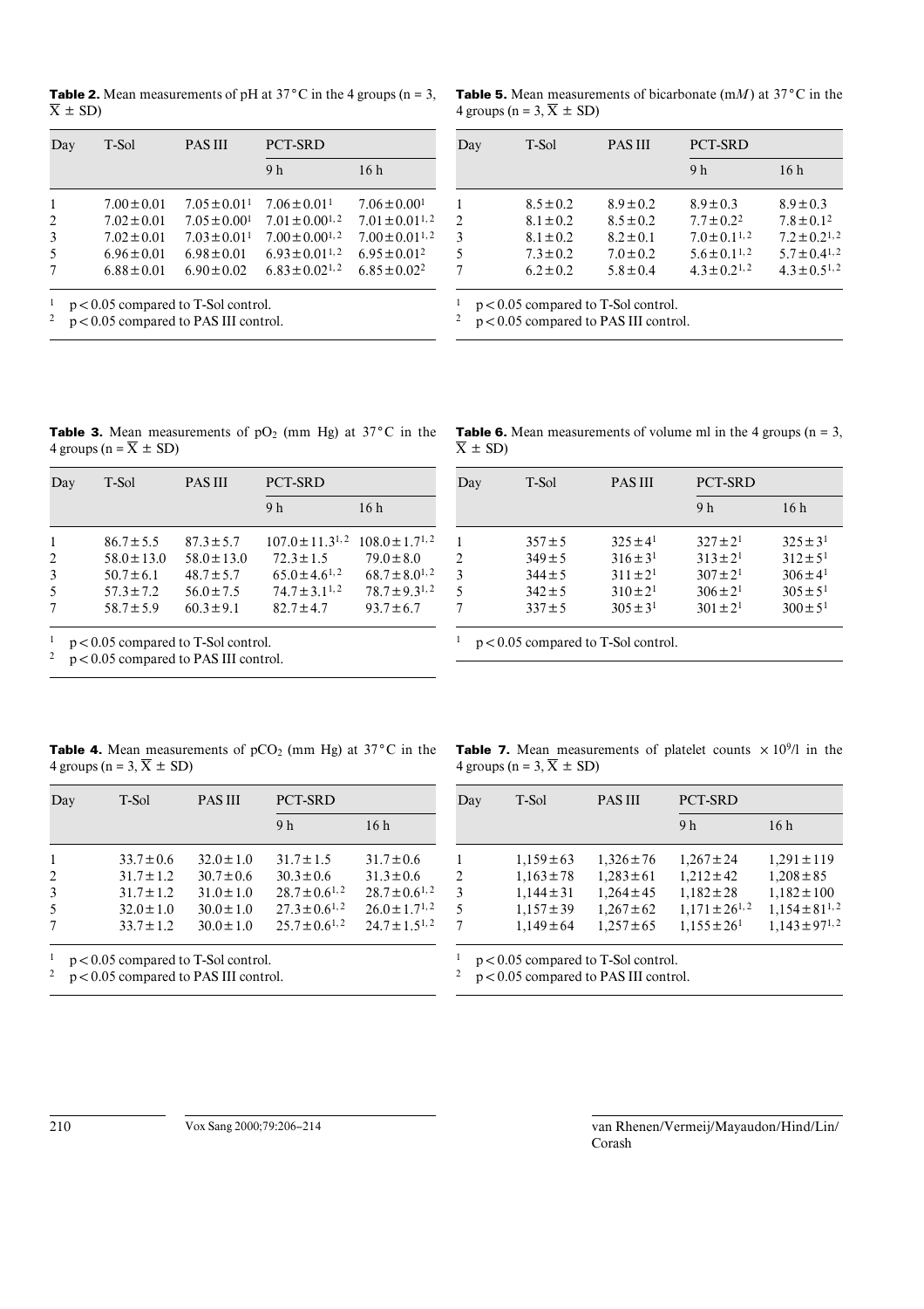**Table 2.** Mean measurements of pH at 37 °C in the 4 groups (n = 3, $\overline{X} \pm SD$)

| Day | T-Sol | PAS III | PCT-SRD | |
|---|---|---|---|---|
| | | | 9 h | 16 h |
| 1 | 7.00 ± 0.01 | 7.05 ± 0.01[1] | 7.06 ± 0.01[1] | 7.06 ± 0.00[1] |
| 2 | 7.02 ± 0.01 | 7.05 ± 0.00[1] | 7.01 ± 0.00[1, 2] | 7.01 ± 0.01[1, 2] |
| 3 | 7.02 ± 0.01 | 7.03 ± 0.01[1] | 7.00 ± 0.00[1, 2] | 7.00 ± 0.01[1, 2] |
| 5 | 6.96 ± 0.01 | 6.98 ± 0.01 | 6.93 ± 0.01[1, 2] | 6.95 ± 0.01[2] |
| 7 | 6.88 ± 0.01 | 6.90 ± 0.02 | 6.83 ± 0.02[1, 2] | 6.85 ± 0.02[2] |

[1] $p < 0.05$ compared to T-Sol control.
[2] $p < 0.05$ compared to PAS III control.

**Table 3.** Mean measurements of $pO_2$ (mm Hg) at 37 °C in the 4 groups (n = $\overline{X} \pm SD$)

| Day | T-Sol | PAS III | PCT-SRD | |
|---|---|---|---|---|
| | | | 9 h | 16 h |
| 1 | 86.7 ± 5.5 | 87.3 ± 5.7 | 107.0 ± 11.3[1, 2] | 108.0 ± 1.7[1, 2] |
| 2 | 58.0 ± 13.0 | 58.0 ± 13.0 | 72.3 ± 1.5 | 79.0 ± 8.0 |
| 3 | 50.7 ± 6.1 | 48.7 ± 5.7 | 65.0 ± 4.6[1, 2] | 68.7 ± 8.0[1, 2] |
| 5 | 57.3 ± 7.2 | 56.0 ± 7.5 | 74.7 ± 3.1[1, 2] | 78.7 ± 9.3[1, 2] |
| 7 | 58.7 ± 5.9 | 60.3 ± 9.1 | 82.7 ± 4.7 | 93.7 ± 6.7 |

[1] $p < 0.05$ compared to T-Sol control.
[2] $p < 0.05$ compared to PAS III control.

**Table 4.** Mean measurements of $pCO_2$ (mm Hg) at 37 °C in the 4 groups (n = 3, $\overline{X} \pm SD$)

| Day | T-Sol | PAS III | PCT-SRD | |
|---|---|---|---|---|
| | | | 9 h | 16 h |
| 1 | 33.7 ± 0.6 | 32.0 ± 1.0 | 31.7 ± 1.5 | 31.7 ± 0.6 |
| 2 | 31.7 ± 1.2 | 30.7 ± 0.6 | 30.3 ± 0.6 | 31.3 ± 0.6 |
| 3 | 31.7 ± 1.2 | 31.0 ± 1.0 | 28.7 ± 0.6[1, 2] | 28.7 ± 0.6[1, 2] |
| 5 | 32.0 ± 1.0 | 30.0 ± 1.0 | 27.3 ± 0.6[1, 2] | 26.0 ± 1.7[1, 2] |
| 7 | 33.7 ± 1.2 | 30.0 ± 1.0 | 25.7 ± 0.6[1, 2] | 24.7 ± 1.5[1, 2] |

[1] $p < 0.05$ compared to T-Sol control.
[2] $p < 0.05$ compared to PAS III control.

**Table 5.** Mean measurements of bicarbonate (m*M*) at 37 °C in the 4 groups (n = 3, $\overline{X} \pm SD$)

| Day | T-Sol | PAS III | PCT-SRD | |
|---|---|---|---|---|
| | | | 9 h | 16 h |
| 1 | 8.5 ± 0.2 | 8.9 ± 0.2 | 8.9 ± 0.3 | 8.9 ± 0.3 |
| 2 | 8.1 ± 0.2 | 8.5 ± 0.2 | 7.7 ± 0.2[2] | 7.8 ± 0.1[2] |
| 3 | 8.1 ± 0.2 | 8.2 ± 0.1 | 7.0 ± 0.1[1, 2] | 7.2 ± 0.2[1, 2] |
| 5 | 7.3 ± 0.2 | 7.0 ± 0.2 | 5.6 ± 0.1[1, 2] | 5.7 ± 0.4[1, 2] |
| 7 | 6.2 ± 0.2 | 5.8 ± 0.4 | 4.3 ± 0.2[1, 2] | 4.3 ± 0.5[1, 2] |

[1] $p < 0.05$ compared to T-Sol control.
[2] $p < 0.05$ compared to PAS III control.

**Table 6.** Mean measurements of volume ml in the 4 groups (n = 3, $\overline{X} \pm SD$)

| Day | T-Sol | PAS III | PCT-SRD | |
|---|---|---|---|---|
| | | | 9 h | 16 h |
| 1 | 357 ± 5 | 325 ± 4[1] | 327 ± 2[1] | 325 ± 3[1] |
| 2 | 349 ± 5 | 316 ± 3[1] | 313 ± 2[1] | 312 ± 5[1] |
| 3 | 344 ± 5 | 311 ± 2[1] | 307 ± 2[1] | 306 ± 4[1] |
| 5 | 342 ± 5 | 310 ± 2[1] | 306 ± 2[1] | 305 ± 5[1] |
| 7 | 337 ± 5 | 305 ± 3[1] | 301 ± 2[1] | 300 ± 5[1] |

[1] $p < 0.05$ compared to T-Sol control.

**Table 7.** Mean measurements of platelet counts $\times 10^9$/l in the 4 groups (n = 3, $\overline{X} \pm SD$)

| Day | T-Sol | PAS III | PCT-SRD | |
|---|---|---|---|---|
| | | | 9 h | 16 h |
| 1 | 1,159 ± 63 | 1,326 ± 76 | 1,267 ± 24 | 1,291 ± 119 |
| 2 | 1,163 ± 78 | 1,283 ± 61 | 1,212 ± 42 | 1,208 ± 85 |
| 3 | 1,144 ± 31 | 1,264 ± 45 | 1,182 ± 28 | 1,182 ± 100 |
| 5 | 1,157 ± 39 | 1,267 ± 62 | 1,171 ± 26[1, 2] | 1,154 ± 81[1, 2] |
| 7 | 1,149 ± 64 | 1,257 ± 65 | 1,155 ± 26[1] | 1,143 ± 97[1, 2] |

[1] $p < 0.05$ compared to T-Sol control.
[2] $p < 0.05$ compared to PAS III control.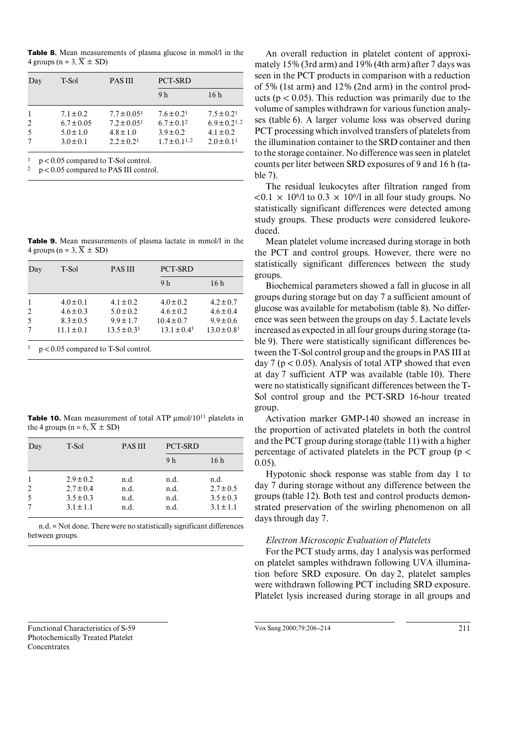**Table 8.** Mean measurements of plasma glucose in mmol/l in the 4 groups ($n = 3$, $\overline{X} \pm SD$)

| Day | T-Sol | PAS III | PCT-SRD | |
|---|---|---|---|---|
| | | | 9 h | 16 h |
| 1 | $7.1 \pm 0.2$ | $7.7 \pm 0.05$[1] | $7.6 \pm 0.2$[1] | $7.5 \pm 0.2$[1] |
| 2 | $6.7 \pm 0.05$ | $7.2 \pm 0.05$[1] | $6.7 \pm 0.1$[2] | $6.9 \pm 0.2$[1,2] |
| 5 | $5.0 \pm 1.0$ | $4.8 \pm 1.0$ | $3.9 \pm 0.2$ | $4.1 \pm 0.2$ |
| 7 | $3.0 \pm 0.1$ | $2.2 \pm 0.2$[1] | $1.7 \pm 0.1$[1,2] | $2.0 \pm 0.1$[1] |

[1] $p < 0.05$ compared to T-Sol control.
[2] $p < 0.05$ compared to PAS III control.

**Table 9.** Mean measurements of plasma lactate in mmol/l in the 4 groups ($n = 3$, $\overline{X} \pm SD$)

| Day | T-Sol | PAS III | PCT-SRD | |
|---|---|---|---|---|
| | | | 9 h | 16 h |
| 1 | $4.0 \pm 0.1$ | $4.1 \pm 0.2$ | $4.0 \pm 0.2$ | $4.2 \pm 0.7$ |
| 2 | $4.6 \pm 0.3$ | $5.0 \pm 0.2$ | $4.6 \pm 0.2$ | $4.6 \pm 0.4$ |
| 5 | $8.3 \pm 0.5$ | $9.9 \pm 1.7$ | $10.4 \pm 0.7$ | $9.9 \pm 0.6$ |
| 7 | $11.1 \pm 0.1$ | $13.5 \pm 0.3$[1] | $13.1 \pm 0.4$[1] | $13.0 \pm 0.8$[1] |

[1] $p < 0.05$ compared to T-Sol control.

**Table 10.** Mean measurement of total ATP μmol/$10^{11}$ platelets in the 4 groups ($n = 6$, $\overline{X} \pm SD$)

| Day | T-Sol | PAS III | PCT-SRD | |
|---|---|---|---|---|
| | | | 9 h | 16 h |
| 1 | $2.9 \pm 0.2$ | n.d. | n.d. | n.d. |
| 2 | $2.7 \pm 0.4$ | n.d. | n.d. | $2.7 \pm 0.5$ |
| 5 | $3.5 \pm 0.3$ | n.d. | n.d. | $3.5 \pm 0.3$ |
| 7 | $3.1 \pm 1.1$ | n.d. | n.d. | $3.1 \pm 1.1$ |

n.d. = Not done. There were no statistically significant differences between groups.

An overall reduction in platelet content of approximately 15% (3rd arm) and 19% (4th arm) after 7 days was seen in the PCT products in comparison with a reduction of 5% (1st arm) and 12% (2nd arm) in the control products ($p < 0.05$). This reduction was primarily due to the volume of samples withdrawn for various function analyses (table 6). A larger volume loss was observed during PCT processing which involved transfers of platelets from the illumination container to the SRD container and then to the storage container. No difference was seen in platelet counts per liter between SRD exposures of 9 and 16 h (table 7).

The residual leukocytes after filtration ranged from $<0.1 \times 10^6$/l to $0.3 \times 10^6$/l in all four study groups. No statistically significant differences were detected among study groups. These products were considered leukoreduced.

Mean platelet volume increased during storage in both the PCT and control groups. However, there were no statistically significant differences between the study groups.

Biochemical parameters showed a fall in glucose in all groups during storage but on day 7 a sufficient amount of glucose was available for metabolism (table 8). No difference was seen between the groups on day 5. Lactate levels increased as expected in all four groups during storage (table 9). There were statistically significant differences between the T-Sol control group and the groups in PAS III at day 7 ($p < 0.05$). Analysis of total ATP showed that even at day 7 sufficient ATP was available (table 10). There were no statistically significant differences between the T-Sol control group and the PCT-SRD 16-hour treated group.

Activation marker GMP-140 showed an increase in the proportion of activated platelets in both the control and the PCT group during storage (table 11) with a higher percentage of activated platelets in the PCT group ($p < 0.05$).

Hypotonic shock response was stable from day 1 to day 7 during storage without any difference between the groups (table 12). Both test and control products demonstrated preservation of the swirling phenomenon on all days through day 7.

*Electron Microscopic Evaluation of Platelets*

For the PCT study arms, day 1 analysis was performed on platelet samples withdrawn following UVA illumination before SRD exposure. On day 2, platelet samples were withdrawn following PCT including SRD exposure. Platelet lysis increased during storage in all groups and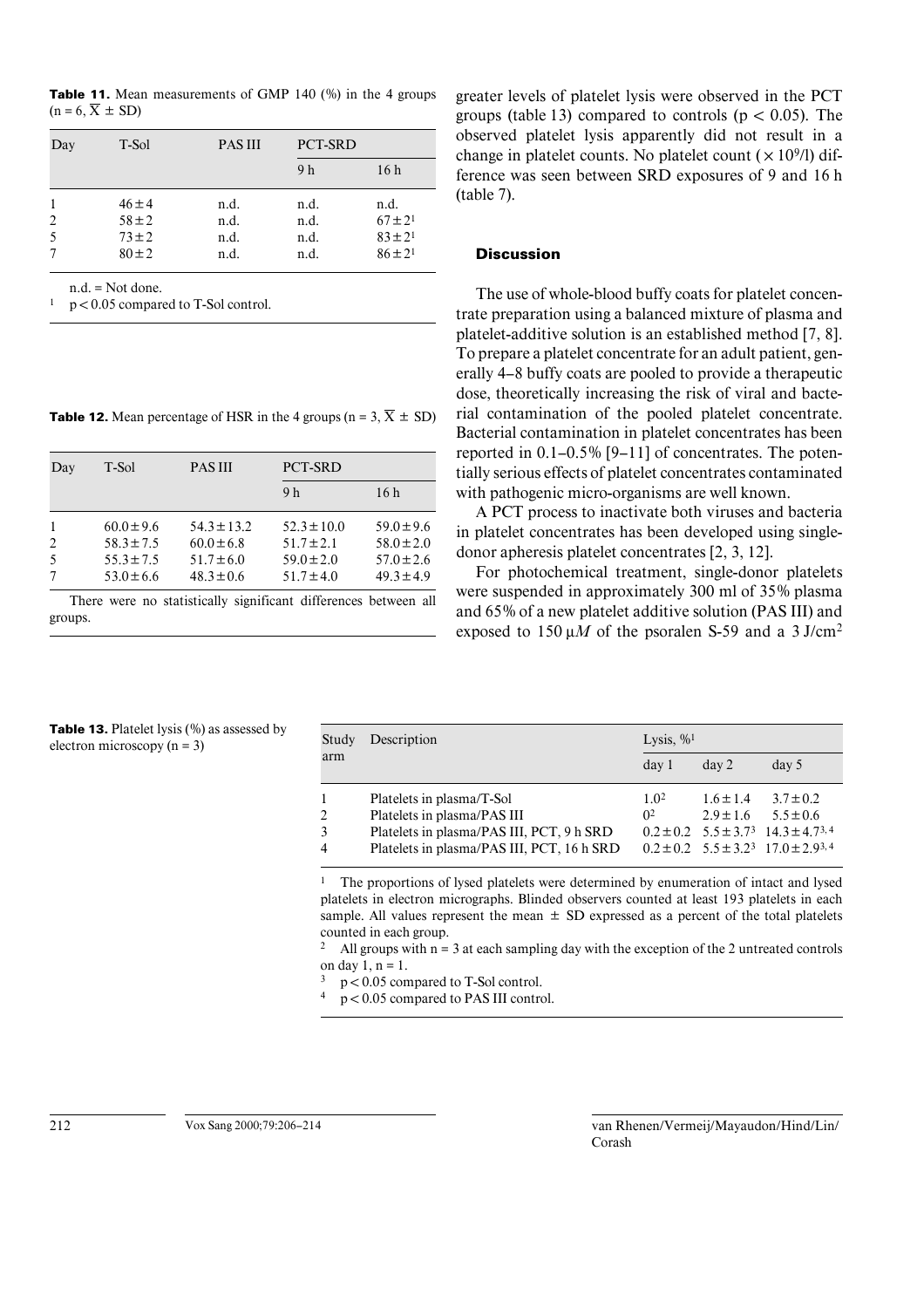**Table 11.** Mean measurements of GMP 140 (%) in the 4 groups ($n = 6$, $\overline{X} \pm SD$)

| Day | T-Sol | PAS III | PCT-SRD | |
|---|---|---|---|---|
| | | | 9 h | 16 h |
| 1 | 46 ± 4 | n.d. | n.d. | n.d. |
| 2 | 58 ± 2 | n.d. | n.d. | 67 ± 2[1] |
| 5 | 73 ± 2 | n.d. | n.d. | 83 ± 2[1] |
| 7 | 80 ± 2 | n.d. | n.d. | 86 ± 2[1] |

n.d. = Not done.

[1] $p < 0.05$ compared to T-Sol control.

**Table 12.** Mean percentage of HSR in the 4 groups ($n = 3$, $\overline{X} \pm SD$)

| Day | T-Sol | PAS III | PCT-SRD | |
|---|---|---|---|---|
| | | | 9 h | 16 h |
| 1 | 60.0 ± 9.6 | 54.3 ± 13.2 | 52.3 ± 10.0 | 59.0 ± 9.6 |
| 2 | 58.3 ± 7.5 | 60.0 ± 6.8 | 51.7 ± 2.1 | 58.0 ± 2.0 |
| 5 | 55.3 ± 7.5 | 51.7 ± 6.0 | 59.0 ± 2.0 | 57.0 ± 2.6 |
| 7 | 53.0 ± 6.6 | 48.3 ± 0.6 | 51.7 ± 4.0 | 49.3 ± 4.9 |

There were no statistically significant differences between all groups.

**Table 13.** Platelet lysis (%) as assessed by electron microscopy ($n = 3$)

| Study arm | Description | Lysis, %[1] | | |
|---|---|---|---|---|
| | | day 1 | day 2 | day 5 |
| 1 | Platelets in plasma/T-Sol | 1.0[2] | 1.6 ± 1.4 | 3.7 ± 0.2 |
| 2 | Platelets in plasma/PAS III | 0[2] | 2.9 ± 1.6 | 5.5 ± 0.6 |
| 3 | Platelets in plasma/PAS III, PCT, 9 h SRD | 0.2 ± 0.2 | 5.5 ± 3.7[3] | 14.3 ± 4.7[3,4] |
| 4 | Platelets in plasma/PAS III, PCT, 16 h SRD | 0.2 ± 0.2 | 5.5 ± 3.2[3] | 17.0 ± 2.9[3,4] |

[1] The proportions of lysed platelets were determined by enumeration of intact and lysed platelets in electron micrographs. Blinded observers counted at least 193 platelets in each sample. All values represent the mean ± SD expressed as a percent of the total platelets counted in each group.

[2] All groups with $n = 3$ at each sampling day with the exception of the 2 untreated controls on day 1, $n = 1$.

[3] $p < 0.05$ compared to T-Sol control.

[4] $p < 0.05$ compared to PAS III control.

greater levels of platelet lysis were observed in the PCT groups (table 13) compared to controls ($p < 0.05$). The observed platelet lysis apparently did not result in a change in platelet counts. No platelet count ($\times 10^9$/l) difference was seen between SRD exposures of 9 and 16 h (table 7).

## Discussion

The use of whole-blood buffy coats for platelet concentrate preparation using a balanced mixture of plasma and platelet-additive solution is an established method [7, 8]. To prepare a platelet concentrate for an adult patient, generally 4–8 buffy coats are pooled to provide a therapeutic dose, theoretically increasing the risk of viral and bacterial contamination of the pooled platelet concentrate. Bacterial contamination in platelet concentrates has been reported in 0.1–0.5% [9–11] of concentrates. The potentially serious effects of platelet concentrates contaminated with pathogenic micro-organisms are well known.

A PCT process to inactivate both viruses and bacteria in platelet concentrates has been developed using single-donor apheresis platelet concentrates [2, 3, 12].

For photochemical treatment, single-donor platelets were suspended in approximately 300 ml of 35% plasma and 65% of a new platelet additive solution (PAS III) and exposed to 150 μ*M* of the psoralen S-59 and a 3 J/cm²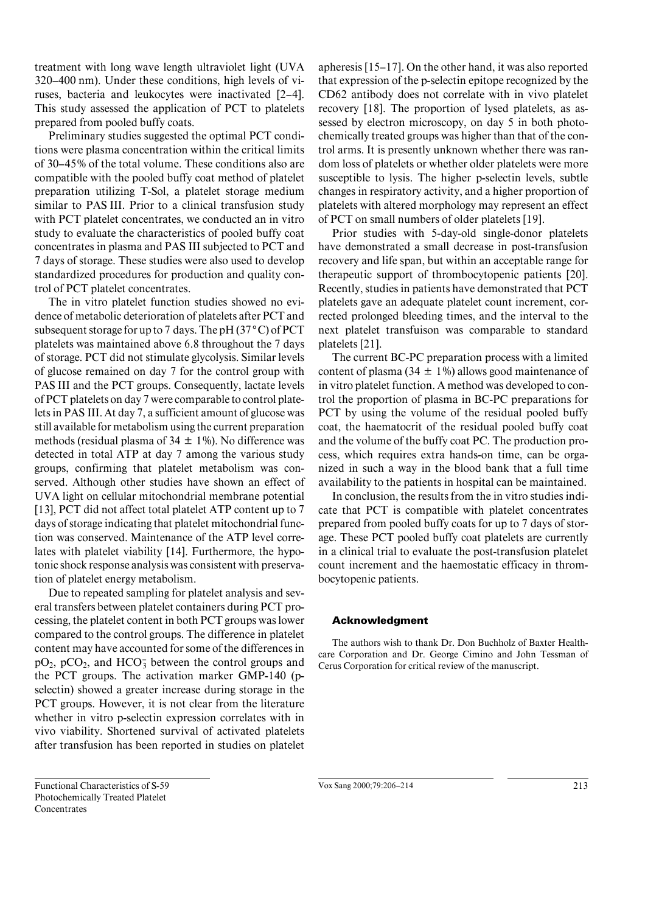treatment with long wave length ultraviolet light (UVA 320–400 nm). Under these conditions, high levels of viruses, bacteria and leukocytes were inactivated [2–4]. This study assessed the application of PCT to platelets prepared from pooled buffy coats.

Preliminary studies suggested the optimal PCT conditions were plasma concentration within the critical limits of 30–45% of the total volume. These conditions also are compatible with the pooled buffy coat method of platelet preparation utilizing T-Sol, a platelet storage medium similar to PAS III. Prior to a clinical transfusion study with PCT platelet concentrates, we conducted an in vitro study to evaluate the characteristics of pooled buffy coat concentrates in plasma and PAS III subjected to PCT and 7 days of storage. These studies were also used to develop standardized procedures for production and quality control of PCT platelet concentrates.

The in vitro platelet function studies showed no evidence of metabolic deterioration of platelets after PCT and subsequent storage for up to 7 days. The pH (37 °C) of PCT platelets was maintained above 6.8 throughout the 7 days of storage. PCT did not stimulate glycolysis. Similar levels of glucose remained on day 7 for the control group with PAS III and the PCT groups. Consequently, lactate levels of PCT platelets on day 7 were comparable to control platelets in PAS III. At day 7, a sufficient amount of glucose was still available for metabolism using the current preparation methods (residual plasma of 34 ± 1%). No difference was detected in total ATP at day 7 among the various study groups, confirming that platelet metabolism was conserved. Although other studies have shown an effect of UVA light on cellular mitochondrial membrane potential [13], PCT did not affect total platelet ATP content up to 7 days of storage indicating that platelet mitochondrial function was conserved. Maintenance of the ATP level correlates with platelet viability [14]. Furthermore, the hypotonic shock response analysis was consistent with preservation of platelet energy metabolism.

Due to repeated sampling for platelet analysis and several transfers between platelet containers during PCT processing, the platelet content in both PCT groups was lower compared to the control groups. The difference in platelet content may have accounted for some of the differences in $pO_2$, $pCO_2$, and $HCO_3^-$ between the control groups and the PCT groups. The activation marker GMP-140 (p-selectin) showed a greater increase during storage in the PCT groups. However, it is not clear from the literature whether in vitro p-selectin expression correlates with in vivo viability. Shortened survival of activated platelets after transfusion has been reported in studies on platelet apheresis [15–17]. On the other hand, it was also reported that expression of the p-selectin epitope recognized by the CD62 antibody does not correlate with in vivo platelet recovery [18]. The proportion of lysed platelets, as assessed by electron microscopy, on day 5 in both photochemically treated groups was higher than that of the control arms. It is presently unknown whether there was random loss of platelets or whether older platelets were more susceptible to lysis. The higher p-selectin levels, subtle changes in respiratory activity, and a higher proportion of platelets with altered morphology may represent an effect of PCT on small numbers of older platelets [19].

Prior studies with 5-day-old single-donor platelets have demonstrated a small decrease in post-transfusion recovery and life span, but within an acceptable range for therapeutic support of thrombocytopenic patients [20]. Recently, studies in patients have demonstrated that PCT platelets gave an adequate platelet count increment, corrected prolonged bleeding times, and the interval to the next platelet transfuison was comparable to standard platelets [21].

The current BC-PC preparation process with a limited content of plasma (34 ± 1%) allows good maintenance of in vitro platelet function. A method was developed to control the proportion of plasma in BC-PC preparations for PCT by using the volume of the residual pooled buffy coat, the haematocrit of the residual pooled buffy coat and the volume of the buffy coat PC. The production process, which requires extra hands-on time, can be organized in such a way in the blood bank that a full time availability to the patients in hospital can be maintained.

In conclusion, the results from the in vitro studies indicate that PCT is compatible with platelet concentrates prepared from pooled buffy coats for up to 7 days of storage. These PCT pooled buffy coat platelets are currently in a clinical trial to evaluate the post-transfusion platelet count increment and the haemostatic efficacy in thrombocytopenic patients.

## Acknowledgment

The authors wish to thank Dr. Don Buchholz of Baxter Healthcare Corporation and Dr. George Cimino and John Tessman of Cerus Corporation for critical review of the manuscript.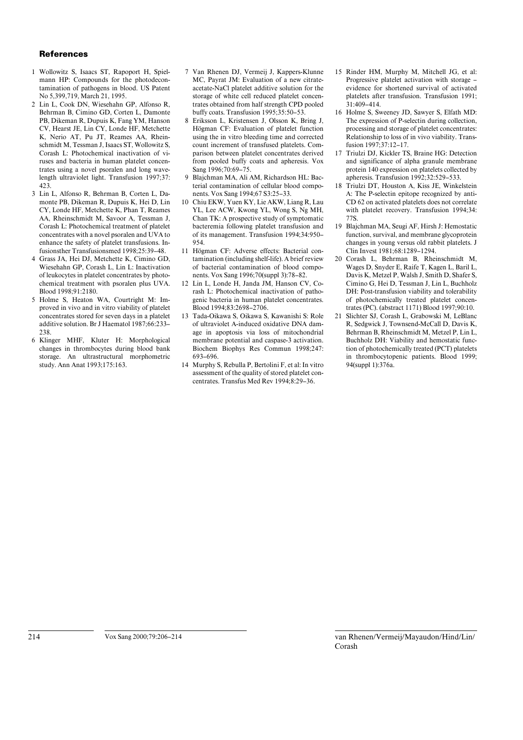## References

1 Wollowitz S, Isaacs ST, Rapoport H, Spielmann HP: Compounds for the photodecontamination of pathogens in blood. US Patent No 5,399,719, March 21, 1995.

2 Lin L, Cook DN, Wiesehahn GP, Alfonso R, Behrman B, Cimino GD, Corten L, Damonte PB, Dikeman R, Dupuis K, Fang YM, Hanson CV, Hearst JE, Lin CY, Londe HF, Metchette K, Nerio AT, Pu JT, Reames AA, Rheinschmidt M, Tessman J, Isaacs ST, Wollowitz S, Corash L: Photochemical inactivation of viruses and bacteria in human platelet concentrates using a novel psoralen and long wavelength ultraviolet light. Transfusion 1997;37:423.

3 Lin L, Alfonso R, Behrman B, Corten L, Damonte PB, Dikeman R, Dupuis K, Hei D, Lin CY, Londe HF, Metchette K, Phan T, Reames AA, Rheinschmidt M, Savoor A, Tessman J, Corash L: Photochemical treatment of platelet concentrates with a novel psoralen and UVA to enhance the safety of platelet transfusions. Infusionsther Transfusionsmed 1998;25:39–48.

4 Grass JA, Hei DJ, Metchette K, Cimino GD, Wiesehahn GP, Corash L, Lin L: Inactivation of leukocytes in platelet concentrates by photochemical treatment with psoralen plus UVA. Blood 1998;91:2180.

5 Holme S, Heaton WA, Courtright M: Improved in vivo and in vitro viability of platelet concentrates stored for seven days in a platelet additive solution. Br J Haematol 1987;66:233–238.

6 Klinger MHF, Kluter H: Morphological changes in thrombocytes during blood bank storage. An ultrastructural morphometric study. Ann Anat 1993;175:163.

7 Van Rhenen DJ, Vermeij J, Kappers-Klunne MC, Payrat JM: Evaluation of a new citrate-acetate-NaCl platelet additive solution for the storage of white cell reduced platelet concentrates obtained from half strength CPD pooled buffy coats. Transfusion 1995;35:50–53.

8 Eriksson L, Kristensen J, Olsson K, Bring J, Högman CF: Evaluation of platelet function using the in vitro bleeding time and corrected count increment of transfused platelets. Comparison between platelet concentrates derived from pooled buffy coats and apheresis. Vox Sang 1996;70:69–75.

9 Blajchman MA, Ali AM, Richardson HL: Bacterial contamination of cellular blood components. Vox Sang 1994;67 S3:25–33.

10 Chiu EKW, Yuen KY, Lie AKW, Liang R, Lau YL, Lee ACW, Kwong YL, Wong S, Ng MH, Chan TK: A prospective study of symptomatic bacteremia following platelet transfusion and of its management. Transfusion 1994;34:950–954.

11 Högman CF: Adverse effects: Bacterial contamination (including shelf-life). A brief review of bacterial contamination of blood components. Vox Sang 1996;70(suppl 3):78–82.

12 Lin L, Londe H, Janda JM, Hanson CV, Corash L: Photochemical inactivation of pathogenic bacteria in human platelet concentrates. Blood 1994;83:2698–2706.

13 Tada-Oikawa S, Oikawa S, Kawanishi S: Role of ultraviolet A-induced oxidative DNA damage in apoptosis via loss of mitochondrial membrane potential and caspase-3 activation. Biochem Biophys Res Commun 1998;247:693–696.

14 Murphy S, Rebulla P, Bertolini F, et al: In vitro assessment of the quality of stored platelet concentrates. Transfus Med Rev 1994;8:29–36.

15 Rinder HM, Murphy M, Mitchell JG, et al: Progressive platelet activation with storage – evidence for shortened survival of activated platelets after transfusion. Transfusion 1991;31:409–414.

16 Holme S, Sweeney JD, Sawyer S, Elfath MD: The expression of P-selectin during collection, processing and storage of platelet concentrates: Relationship to loss of in vivo viability. Transfusion 1997;37:12–17.

17 Triulzi DJ, Kickler TS, Braine HG: Detection and significance of alpha granule membrane protein 140 expression on platelets collected by apheresis. Transfusion 1992;32:529–533.

18 Triulzi DT, Houston A, Kiss JE, Winkelstein A: The P-selectin epitope recognized by anti-CD 62 on activated platelets does not correlate with platelet recovery. Transfusion 1994;34:77S.

19 Blajchman MA, Seugi AF, Hirsh J: Hemostatic function, survival, and membrane glycoprotein changes in young versus old rabbit platelets. J Clin Invest 1981;68:1289–1294.

20 Corash L, Behrman B, Rheinschmidt M, Wages D, Snyder E, Raife T, Kagen L, Baril L, Davis K, Metzel P, Walsh J, Smith D, Shafer S, Cimino G, Hei D, Tessman J, Lin L, Buchholz DH: Post-transfusion viability and tolerability of photochemically treated platelet concentrates (PC). (abstract 1171) Blood 1997;90:10.

21 Slichter SJ, Corash L, Grabowski M, LeBlanc R, Sedgwick J, Townsend-McCall D, Davis K, Behrman B, Rheinschmidt M, Metzel P, Lin L, Buchholz DH: Viability and hemostatic function of photochemically treated (PCT) platelets in thrombocytopenic patients. Blood 1999;94(suppl 1):376a.